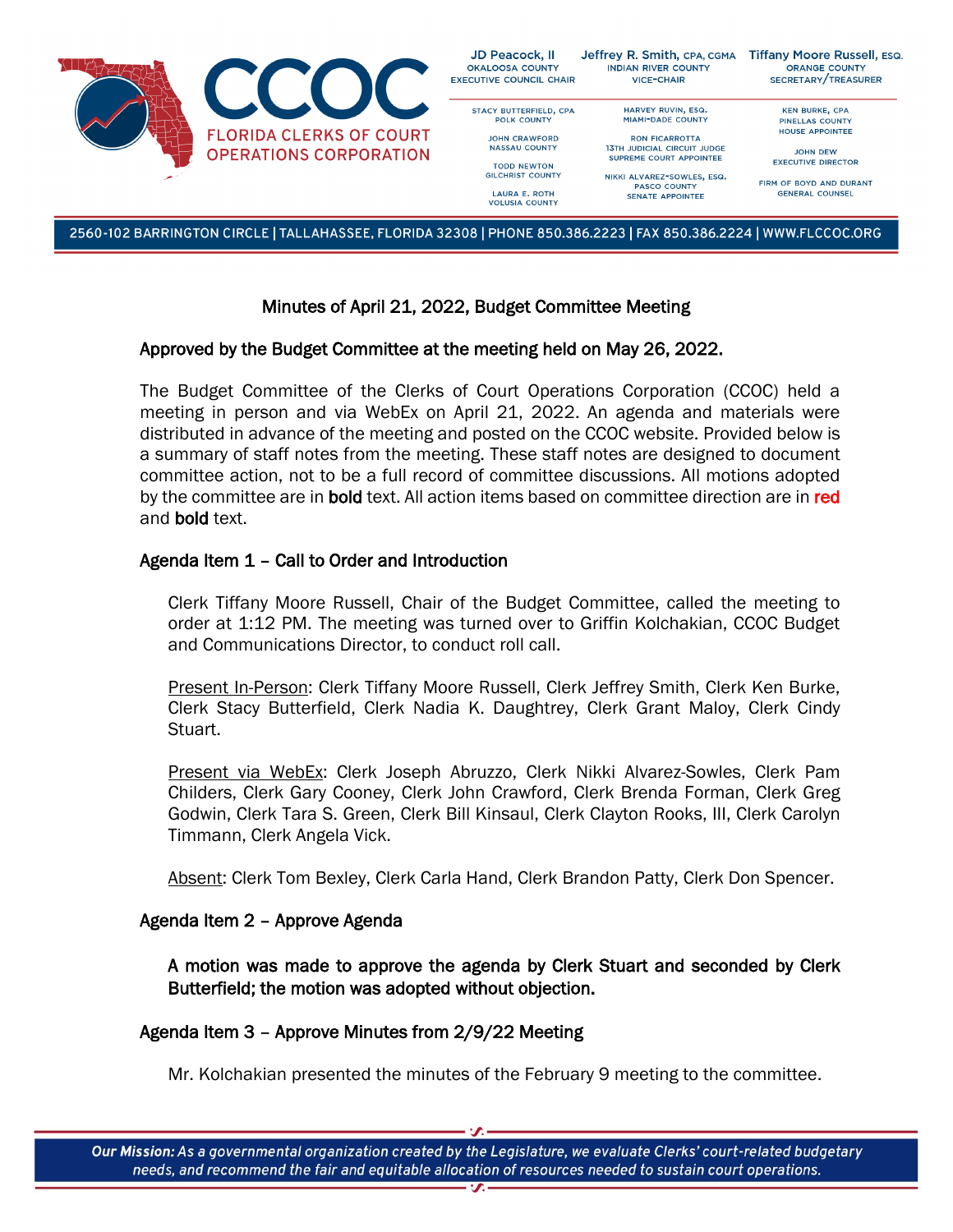# Minutes of April 21, 2022, Budget Committee Meeting

**Approved by the Budget Committee at the meeting held on May 26, 2022.**

The Budget Committee of the Clerks of Court Operations Corporation (CCOC) held a meeting in person and via WebEx on April 21, 2022. An agenda and materials were distributed in advance of the meeting and posted on the CCOC website. Provided below is a summary of staff notes from the meeting. These staff notes are designed to document committee action, not to be a full record of committee discussions. All motions adopted by the committee are in **bold** text. All action items based on committee direction are in red and **bold** text.

## Agenda Item 1 – Call to Order and Introduction

Clerk Tiffany Moore Russell, Chair of the Budget Committee, called the meeting to order at 1:12 PM. The meeting was turned over to Griffin Kolchakian, CCOC Budget and Communications Director, to conduct roll call.

Present In-Person: Clerk Tiffany Moore Russell, Clerk Jeffrey Smith, Clerk Ken Burke, Clerk Stacy Butterfield, Clerk Nadia K. Daughtrey, Clerk Grant Maloy, Clerk Cindy Stuart.

Present via WebEx: Clerk Joseph Abruzzo, Clerk Nikki Alvarez-Sowles, Clerk Pam Childers, Clerk Gary Cooney, Clerk John Crawford, Clerk Brenda Forman, Clerk Greg Godwin, Clerk Tara S. Green, Clerk Bill Kinsaul, Clerk Clayton Rooks, III, Clerk Carolyn Timmann, Clerk Angela Vick.

Absent: Clerk Tom Bexley, Clerk Carla Hand, Clerk Brandon Patty, Clerk Don Spencer.

## Agenda Item 2 – Approve Agenda

**A motion was made to approve the agenda by Clerk Stuart and seconded by Clerk Butterfield; the motion was adopted without objection.**

## Agenda Item 3 – Approve Minutes from 2/9/22 Meeting

Mr. Kolchakian presented the minutes of the February 9 meeting to the committee.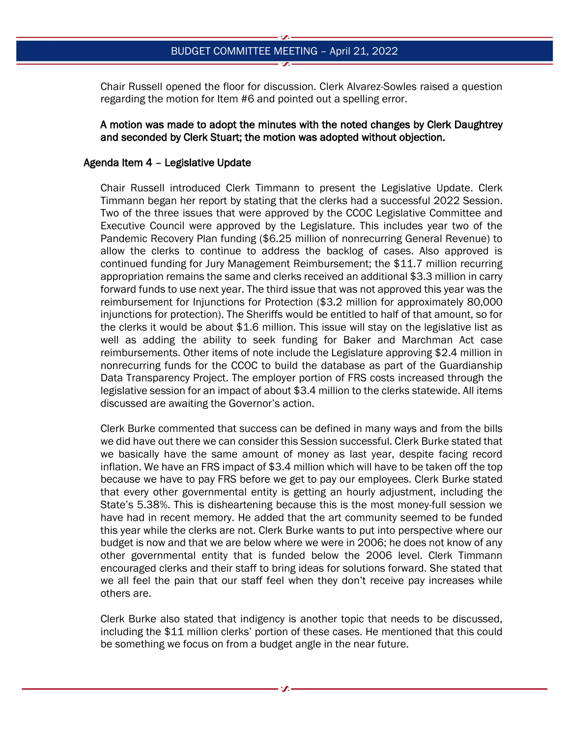Chair Russell opened the floor for discussion. Clerk Alvarez-Sowles raised a question regarding the motion for Item #6 and pointed out a spelling error.

**A motion was made to adopt the minutes with the noted changes by Clerk Daughtrey and seconded by Clerk Stuart; the motion was adopted without objection.**

## Agenda Item 4 – Legislative Update

Chair Russell introduced Clerk Timmann to present the Legislative Update. Clerk Timmann began her report by stating that the clerks had a successful 2022 Session. Two of the three issues that were approved by the CCOC Legislative Committee and Executive Council were approved by the Legislature. This includes year two of the Pandemic Recovery Plan funding ($6.25 million of nonrecurring General Revenue) to allow the clerks to continue to address the backlog of cases. Also approved is continued funding for Jury Management Reimbursement; the $11.7 million recurring appropriation remains the same and clerks received an additional $3.3 million in carry forward funds to use next year. The third issue that was not approved this year was the reimbursement for Injunctions for Protection ($3.2 million for approximately 80,000 injunctions for protection). The Sheriffs would be entitled to half of that amount, so for the clerks it would be about $1.6 million. This issue will stay on the legislative list as well as adding the ability to seek funding for Baker and Marchman Act case reimbursements. Other items of note include the Legislature approving $2.4 million in nonrecurring funds for the CCOC to build the database as part of the Guardianship Data Transparency Project. The employer portion of FRS costs increased through the legislative session for an impact of about $3.4 million to the clerks statewide. All items discussed are awaiting the Governor's action.

Clerk Burke commented that success can be defined in many ways and from the bills we did have out there we can consider this Session successful. Clerk Burke stated that we basically have the same amount of money as last year, despite facing record inflation. We have an FRS impact of $3.4 million which will have to be taken off the top because we have to pay FRS before we get to pay our employees. Clerk Burke stated that every other governmental entity is getting an hourly adjustment, including the State's 5.38%. This is disheartening because this is the most money-full session we have had in recent memory. He added that the art community seemed to be funded this year while the clerks are not. Clerk Burke wants to put into perspective where our budget is now and that we are below where we were in 2006; he does not know of any other governmental entity that is funded below the 2006 level. Clerk Timmann encouraged clerks and their staff to bring ideas for solutions forward. She stated that we all feel the pain that our staff feel when they don't receive pay increases while others are.

Clerk Burke also stated that indigency is another topic that needs to be discussed, including the $11 million clerks' portion of these cases. He mentioned that this could be something we focus on from a budget angle in the near future.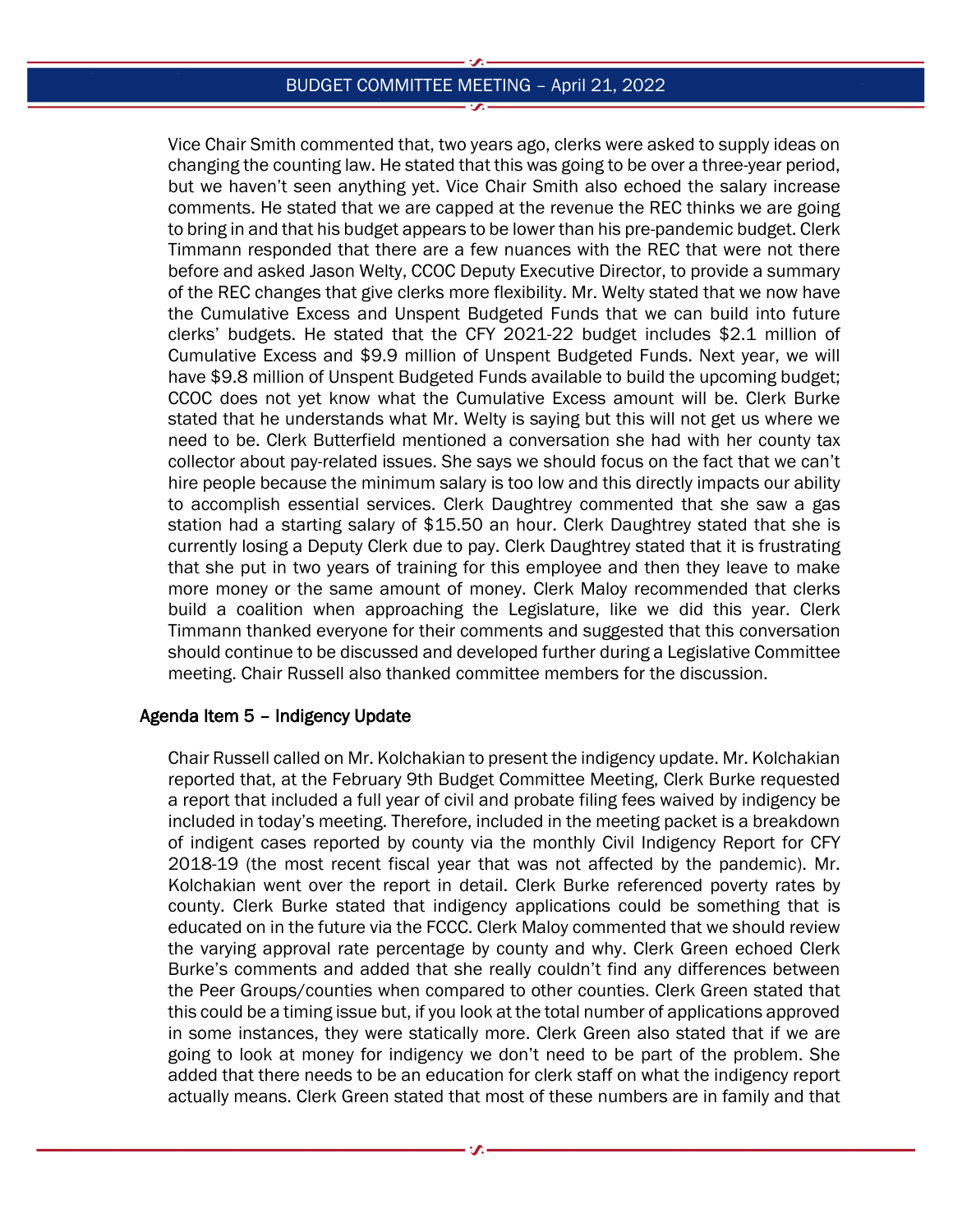Vice Chair Smith commented that, two years ago, clerks were asked to supply ideas on changing the counting law. He stated that this was going to be over a three-year period, but we haven't seen anything yet. Vice Chair Smith also echoed the salary increase comments. He stated that we are capped at the revenue the REC thinks we are going to bring in and that his budget appears to be lower than his pre-pandemic budget. Clerk Timmann responded that there are a few nuances with the REC that were not there before and asked Jason Welty, CCOC Deputy Executive Director, to provide a summary of the REC changes that give clerks more flexibility. Mr. Welty stated that we now have the Cumulative Excess and Unspent Budgeted Funds that we can build into future clerks' budgets. He stated that the CFY 2021-22 budget includes $2.1 million of Cumulative Excess and $9.9 million of Unspent Budgeted Funds. Next year, we will have $9.8 million of Unspent Budgeted Funds available to build the upcoming budget; CCOC does not yet know what the Cumulative Excess amount will be. Clerk Burke stated that he understands what Mr. Welty is saying but this will not get us where we need to be. Clerk Butterfield mentioned a conversation she had with her county tax collector about pay-related issues. She says we should focus on the fact that we can't hire people because the minimum salary is too low and this directly impacts our ability to accomplish essential services. Clerk Daughtrey commented that she saw a gas station had a starting salary of $15.50 an hour. Clerk Daughtrey stated that she is currently losing a Deputy Clerk due to pay. Clerk Daughtrey stated that it is frustrating that she put in two years of training for this employee and then they leave to make more money or the same amount of money. Clerk Maloy recommended that clerks build a coalition when approaching the Legislature, like we did this year. Clerk Timmann thanked everyone for their comments and suggested that this conversation should continue to be discussed and developed further during a Legislative Committee meeting. Chair Russell also thanked committee members for the discussion.

## Agenda Item 5 – Indigency Update

Chair Russell called on Mr. Kolchakian to present the indigency update. Mr. Kolchakian reported that, at the February 9th Budget Committee Meeting, Clerk Burke requested a report that included a full year of civil and probate filing fees waived by indigency be included in today's meeting. Therefore, included in the meeting packet is a breakdown of indigent cases reported by county via the monthly Civil Indigency Report for CFY 2018-19 (the most recent fiscal year that was not affected by the pandemic). Mr. Kolchakian went over the report in detail. Clerk Burke referenced poverty rates by county. Clerk Burke stated that indigency applications could be something that is educated on in the future via the FCCC. Clerk Maloy commented that we should review the varying approval rate percentage by county and why. Clerk Green echoed Clerk Burke's comments and added that she really couldn't find any differences between the Peer Groups/counties when compared to other counties. Clerk Green stated that this could be a timing issue but, if you look at the total number of applications approved in some instances, they were statically more. Clerk Green also stated that if we are going to look at money for indigency we don't need to be part of the problem. She added that there needs to be an education for clerk staff on what the indigency report actually means. Clerk Green stated that most of these numbers are in family and that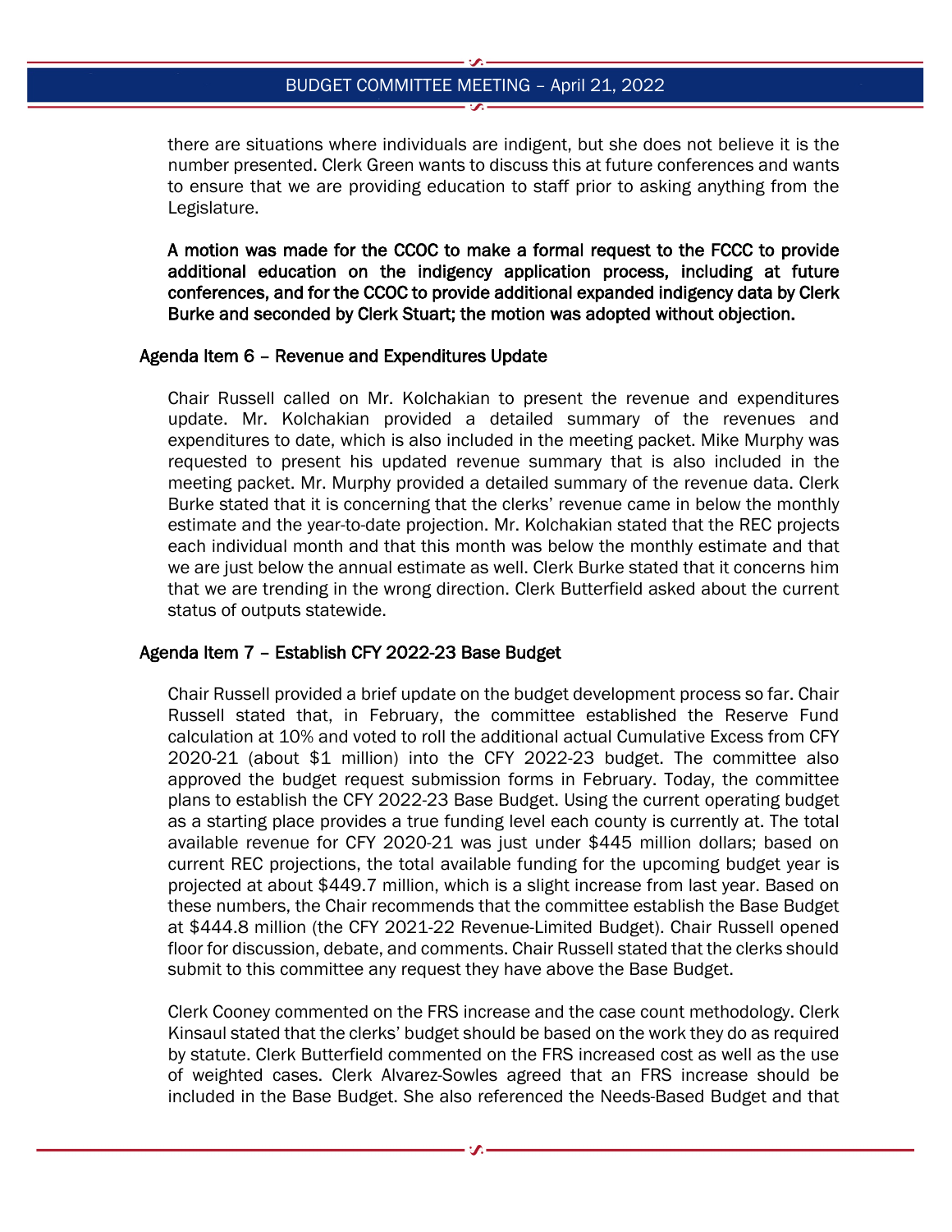there are situations where individuals are indigent, but she does not believe it is the number presented. Clerk Green wants to discuss this at future conferences and wants to ensure that we are providing education to staff prior to asking anything from the Legislature.

**A motion was made for the CCOC to make a formal request to the FCCC to provide additional education on the indigency application process, including at future conferences, and for the CCOC to provide additional expanded indigency data by Clerk Burke and seconded by Clerk Stuart; the motion was adopted without objection.**

### Agenda Item 6 – Revenue and Expenditures Update

Chair Russell called on Mr. Kolchakian to present the revenue and expenditures update. Mr. Kolchakian provided a detailed summary of the revenues and expenditures to date, which is also included in the meeting packet. Mike Murphy was requested to present his updated revenue summary that is also included in the meeting packet. Mr. Murphy provided a detailed summary of the revenue data. Clerk Burke stated that it is concerning that the clerks' revenue came in below the monthly estimate and the year-to-date projection. Mr. Kolchakian stated that the REC projects each individual month and that this month was below the monthly estimate and that we are just below the annual estimate as well. Clerk Burke stated that it concerns him that we are trending in the wrong direction. Clerk Butterfield asked about the current status of outputs statewide.

### Agenda Item 7 – Establish CFY 2022-23 Base Budget

Chair Russell provided a brief update on the budget development process so far. Chair Russell stated that, in February, the committee established the Reserve Fund calculation at 10% and voted to roll the additional actual Cumulative Excess from CFY 2020-21 (about $1 million) into the CFY 2022-23 budget. The committee also approved the budget request submission forms in February. Today, the committee plans to establish the CFY 2022-23 Base Budget. Using the current operating budget as a starting place provides a true funding level each county is currently at. The total available revenue for CFY 2020-21 was just under $445 million dollars; based on current REC projections, the total available funding for the upcoming budget year is projected at about $449.7 million, which is a slight increase from last year. Based on these numbers, the Chair recommends that the committee establish the Base Budget at $444.8 million (the CFY 2021-22 Revenue-Limited Budget). Chair Russell opened floor for discussion, debate, and comments. Chair Russell stated that the clerks should submit to this committee any request they have above the Base Budget.

Clerk Cooney commented on the FRS increase and the case count methodology. Clerk Kinsaul stated that the clerks' budget should be based on the work they do as required by statute. Clerk Butterfield commented on the FRS increased cost as well as the use of weighted cases. Clerk Alvarez-Sowles agreed that an FRS increase should be included in the Base Budget. She also referenced the Needs-Based Budget and that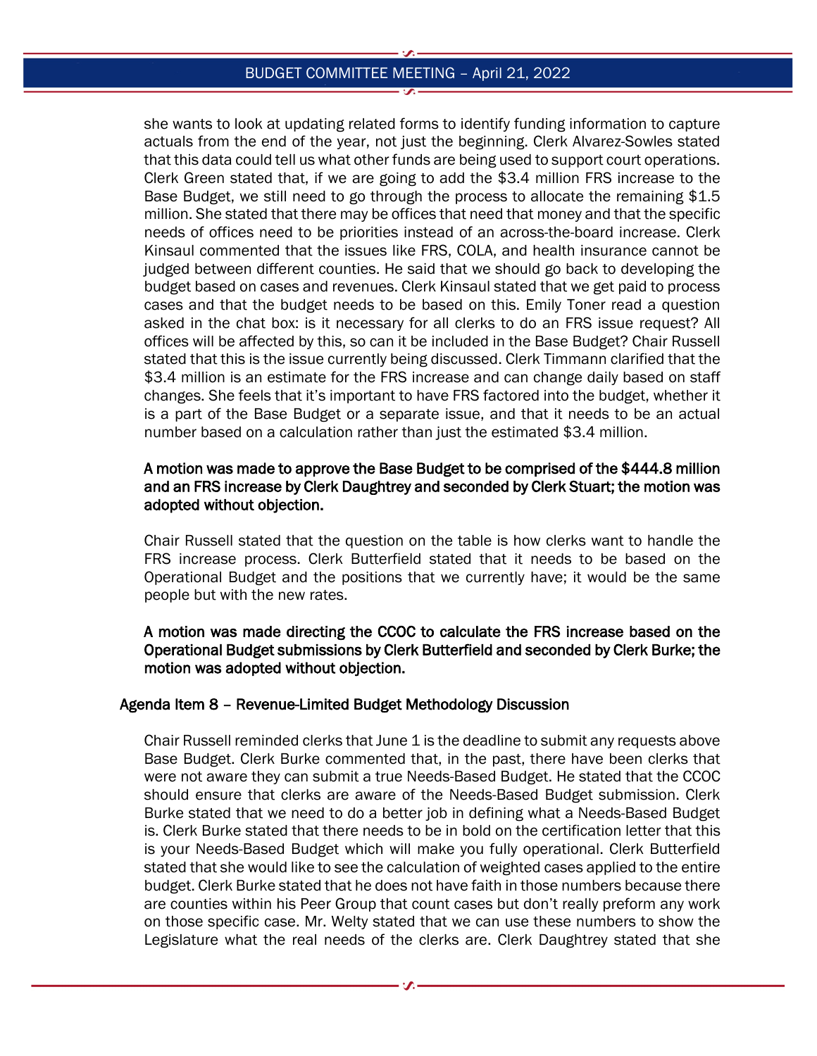she wants to look at updating related forms to identify funding information to capture actuals from the end of the year, not just the beginning. Clerk Alvarez-Sowles stated that this data could tell us what other funds are being used to support court operations. Clerk Green stated that, if we are going to add the $3.4 million FRS increase to the Base Budget, we still need to go through the process to allocate the remaining $1.5 million. She stated that there may be offices that need that money and that the specific needs of offices need to be priorities instead of an across-the-board increase. Clerk Kinsaul commented that the issues like FRS, COLA, and health insurance cannot be judged between different counties. He said that we should go back to developing the budget based on cases and revenues. Clerk Kinsaul stated that we get paid to process cases and that the budget needs to be based on this. Emily Toner read a question asked in the chat box: is it necessary for all clerks to do an FRS issue request? All offices will be affected by this, so can it be included in the Base Budget? Chair Russell stated that this is the issue currently being discussed. Clerk Timmann clarified that the $3.4 million is an estimate for the FRS increase and can change daily based on staff changes. She feels that it's important to have FRS factored into the budget, whether it is a part of the Base Budget or a separate issue, and that it needs to be an actual number based on a calculation rather than just the estimated $3.4 million.

**A motion was made to approve the Base Budget to be comprised of the $444.8 million and an FRS increase by Clerk Daughtrey and seconded by Clerk Stuart; the motion was adopted without objection.**

Chair Russell stated that the question on the table is how clerks want to handle the FRS increase process. Clerk Butterfield stated that it needs to be based on the Operational Budget and the positions that we currently have; it would be the same people but with the new rates.

**A motion was made directing the CCOC to calculate the FRS increase based on the Operational Budget submissions by Clerk Butterfield and seconded by Clerk Burke; the motion was adopted without objection.**

### Agenda Item 8 – Revenue-Limited Budget Methodology Discussion

Chair Russell reminded clerks that June 1 is the deadline to submit any requests above Base Budget. Clerk Burke commented that, in the past, there have been clerks that were not aware they can submit a true Needs-Based Budget. He stated that the CCOC should ensure that clerks are aware of the Needs-Based Budget submission. Clerk Burke stated that we need to do a better job in defining what a Needs-Based Budget is. Clerk Burke stated that there needs to be in bold on the certification letter that this is your Needs-Based Budget which will make you fully operational. Clerk Butterfield stated that she would like to see the calculation of weighted cases applied to the entire budget. Clerk Burke stated that he does not have faith in those numbers because there are counties within his Peer Group that count cases but don't really preform any work on those specific case. Mr. Welty stated that we can use these numbers to show the Legislature what the real needs of the clerks are. Clerk Daughtrey stated that she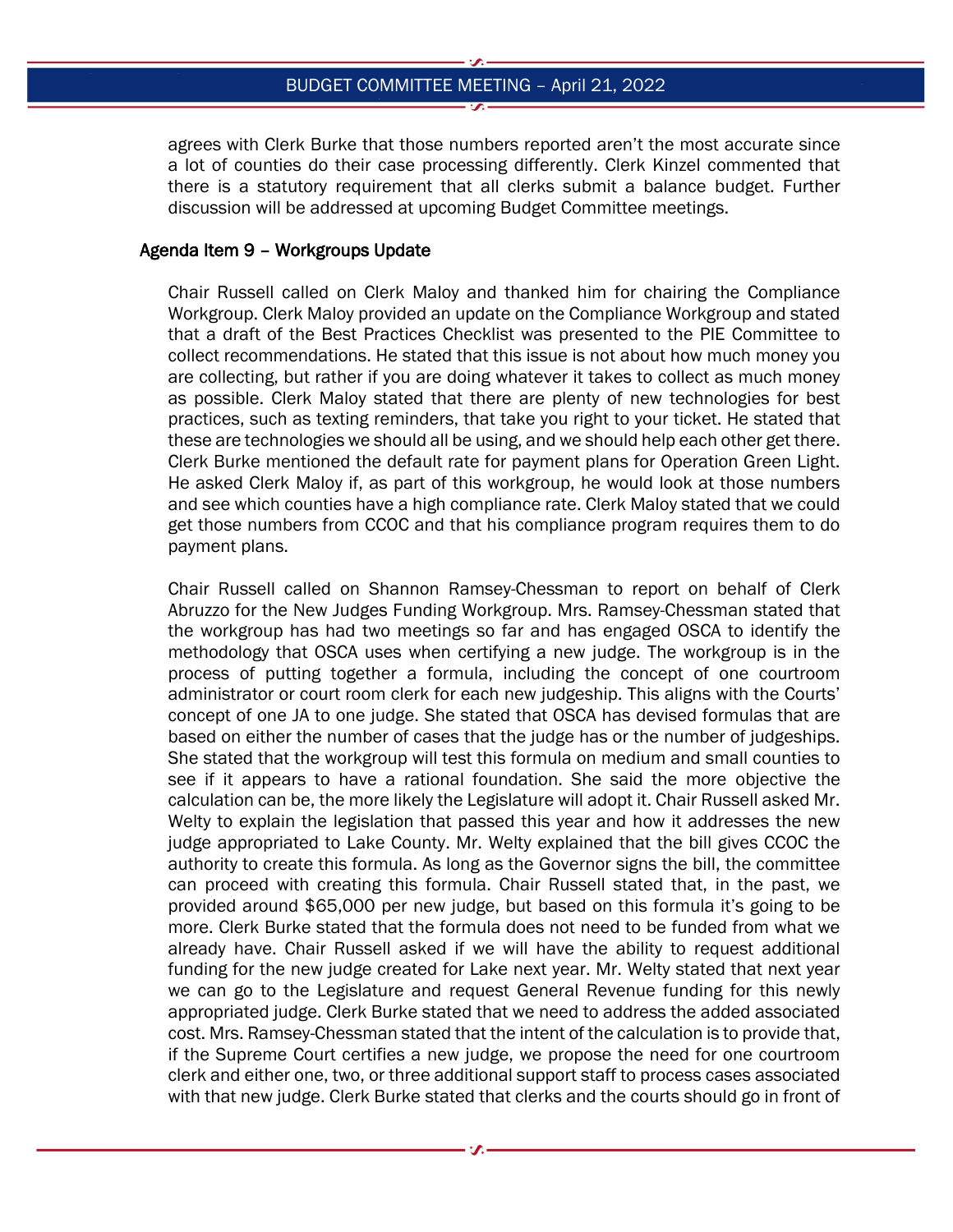agrees with Clerk Burke that those numbers reported aren't the most accurate since a lot of counties do their case processing differently. Clerk Kinzel commented that there is a statutory requirement that all clerks submit a balance budget. Further discussion will be addressed at upcoming Budget Committee meetings.

## Agenda Item 9 – Workgroups Update

Chair Russell called on Clerk Maloy and thanked him for chairing the Compliance Workgroup. Clerk Maloy provided an update on the Compliance Workgroup and stated that a draft of the Best Practices Checklist was presented to the PIE Committee to collect recommendations. He stated that this issue is not about how much money you are collecting, but rather if you are doing whatever it takes to collect as much money as possible. Clerk Maloy stated that there are plenty of new technologies for best practices, such as texting reminders, that take you right to your ticket. He stated that these are technologies we should all be using, and we should help each other get there. Clerk Burke mentioned the default rate for payment plans for Operation Green Light. He asked Clerk Maloy if, as part of this workgroup, he would look at those numbers and see which counties have a high compliance rate. Clerk Maloy stated that we could get those numbers from CCOC and that his compliance program requires them to do payment plans.

Chair Russell called on Shannon Ramsey-Chessman to report on behalf of Clerk Abruzzo for the New Judges Funding Workgroup. Mrs. Ramsey-Chessman stated that the workgroup has had two meetings so far and has engaged OSCA to identify the methodology that OSCA uses when certifying a new judge. The workgroup is in the process of putting together a formula, including the concept of one courtroom administrator or court room clerk for each new judgeship. This aligns with the Courts' concept of one JA to one judge. She stated that OSCA has devised formulas that are based on either the number of cases that the judge has or the number of judgeships. She stated that the workgroup will test this formula on medium and small counties to see if it appears to have a rational foundation. She said the more objective the calculation can be, the more likely the Legislature will adopt it. Chair Russell asked Mr. Welty to explain the legislation that passed this year and how it addresses the new judge appropriated to Lake County. Mr. Welty explained that the bill gives CCOC the authority to create this formula. As long as the Governor signs the bill, the committee can proceed with creating this formula. Chair Russell stated that, in the past, we provided around $65,000 per new judge, but based on this formula it's going to be more. Clerk Burke stated that the formula does not need to be funded from what we already have. Chair Russell asked if we will have the ability to request additional funding for the new judge created for Lake next year. Mr. Welty stated that next year we can go to the Legislature and request General Revenue funding for this newly appropriated judge. Clerk Burke stated that we need to address the added associated cost. Mrs. Ramsey-Chessman stated that the intent of the calculation is to provide that, if the Supreme Court certifies a new judge, we propose the need for one courtroom clerk and either one, two, or three additional support staff to process cases associated with that new judge. Clerk Burke stated that clerks and the courts should go in front of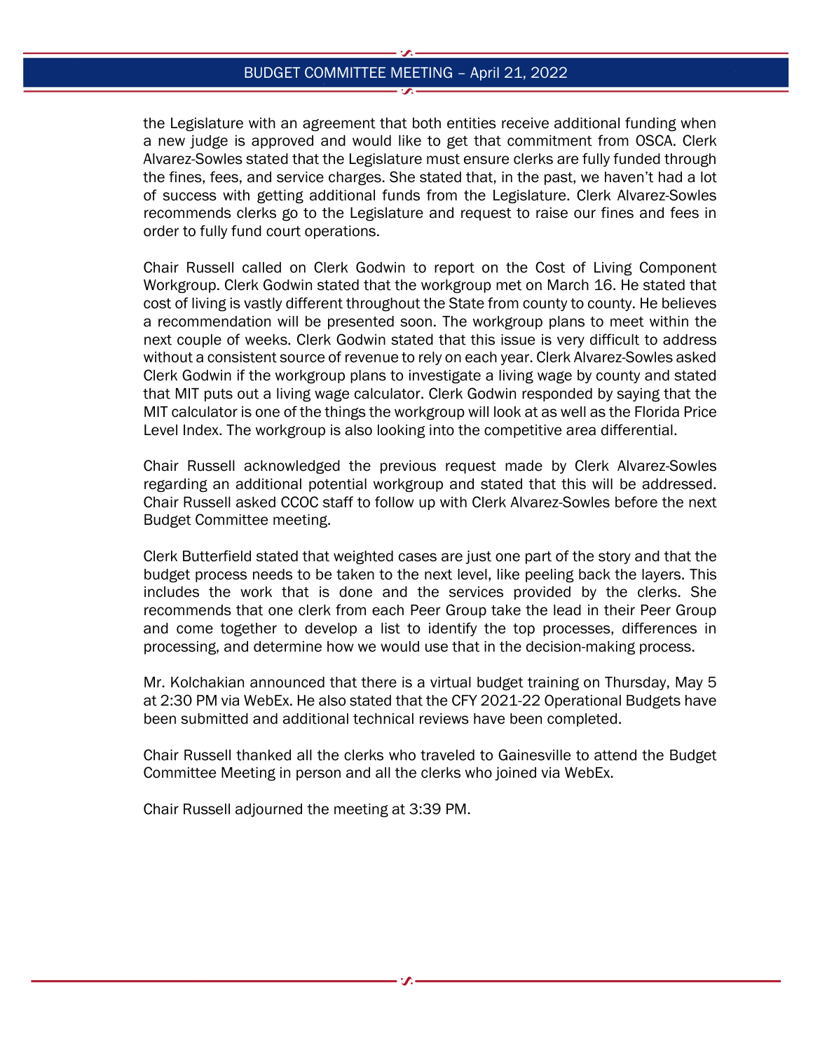the Legislature with an agreement that both entities receive additional funding when a new judge is approved and would like to get that commitment from OSCA. Clerk Alvarez-Sowles stated that the Legislature must ensure clerks are fully funded through the fines, fees, and service charges. She stated that, in the past, we haven't had a lot of success with getting additional funds from the Legislature. Clerk Alvarez-Sowles recommends clerks go to the Legislature and request to raise our fines and fees in order to fully fund court operations.

Chair Russell called on Clerk Godwin to report on the Cost of Living Component Workgroup. Clerk Godwin stated that the workgroup met on March 16. He stated that cost of living is vastly different throughout the State from county to county. He believes a recommendation will be presented soon. The workgroup plans to meet within the next couple of weeks. Clerk Godwin stated that this issue is very difficult to address without a consistent source of revenue to rely on each year. Clerk Alvarez-Sowles asked Clerk Godwin if the workgroup plans to investigate a living wage by county and stated that MIT puts out a living wage calculator. Clerk Godwin responded by saying that the MIT calculator is one of the things the workgroup will look at as well as the Florida Price Level Index. The workgroup is also looking into the competitive area differential.

Chair Russell acknowledged the previous request made by Clerk Alvarez-Sowles regarding an additional potential workgroup and stated that this will be addressed. Chair Russell asked CCOC staff to follow up with Clerk Alvarez-Sowles before the next Budget Committee meeting.

Clerk Butterfield stated that weighted cases are just one part of the story and that the budget process needs to be taken to the next level, like peeling back the layers. This includes the work that is done and the services provided by the clerks. She recommends that one clerk from each Peer Group take the lead in their Peer Group and come together to develop a list to identify the top processes, differences in processing, and determine how we would use that in the decision-making process.

Mr. Kolchakian announced that there is a virtual budget training on Thursday, May 5 at 2:30 PM via WebEx. He also stated that the CFY 2021-22 Operational Budgets have been submitted and additional technical reviews have been completed.

Chair Russell thanked all the clerks who traveled to Gainesville to attend the Budget Committee Meeting in person and all the clerks who joined via WebEx.

Chair Russell adjourned the meeting at 3:39 PM.